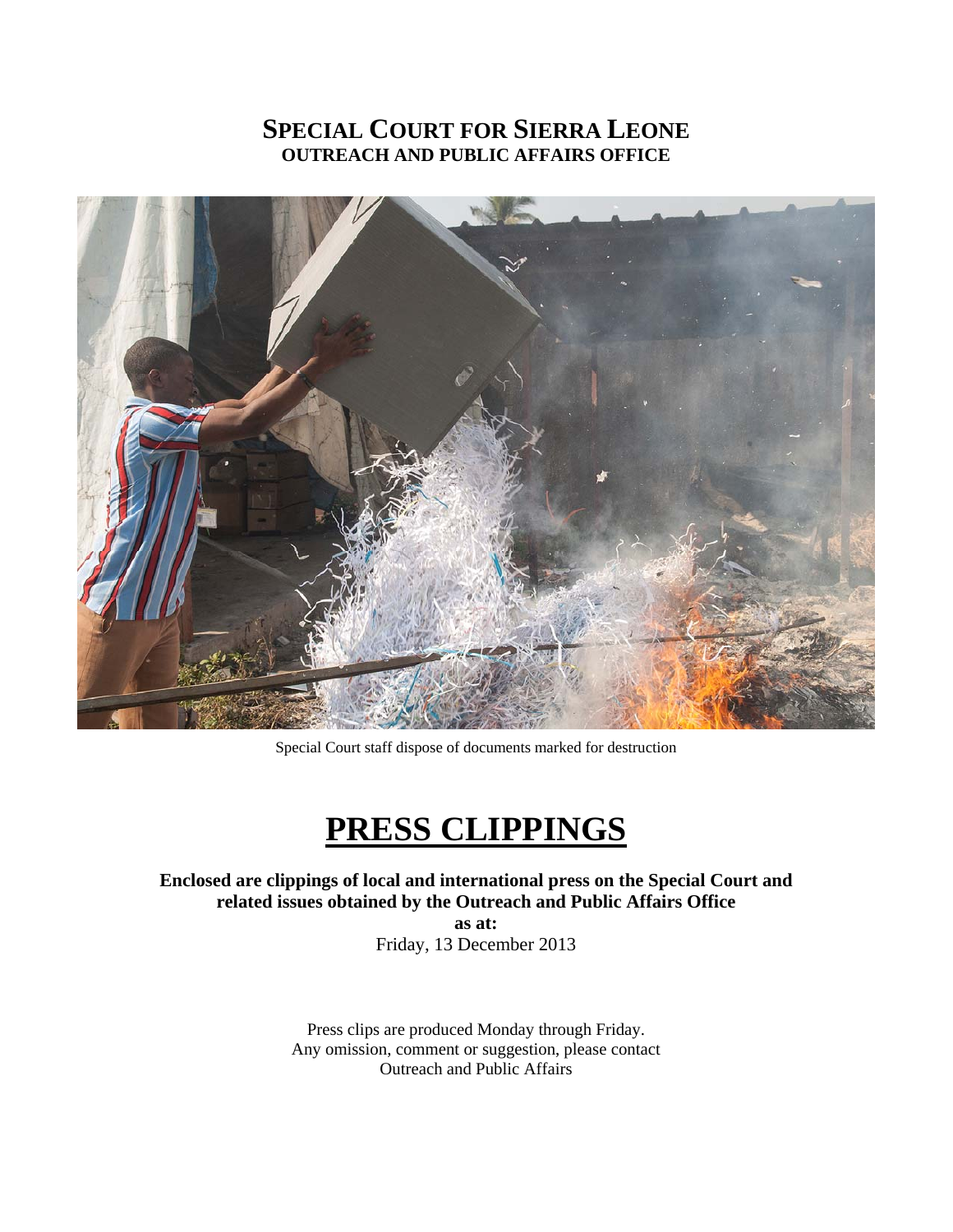# SPECIAL COURT FOR SIERRA LEONE
## OUTREACH AND PUBLIC AFFAIRS OFFICE

Special Court staff dispose of documents marked for destruction

# PRESS CLIPPINGS

**Enclosed are clippings of local and international press on the Special Court and related issues obtained by the Outreach and Public Affairs Office**

**as at:**

Friday, 13 December 2013

Press clips are produced Monday through Friday.
Any omission, comment or suggestion, please contact
Outreach and Public Affairs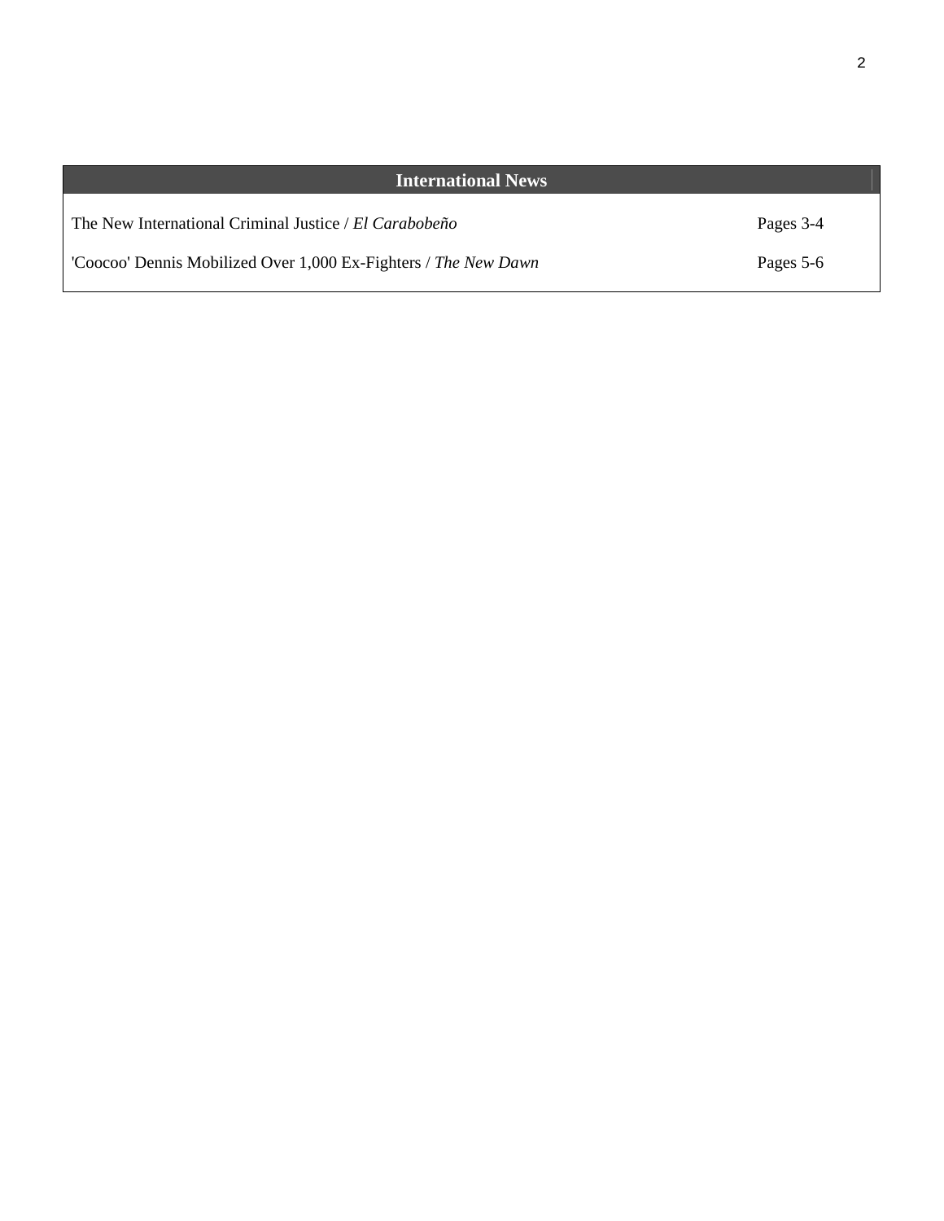## International News

| | |
|---|---|
| The New International Criminal Justice / *El Carabobeño* | Pages 3-4 |
| 'Coocoo' Dennis Mobilized Over 1,000 Ex-Fighters / *The New Dawn* | Pages 5-6 |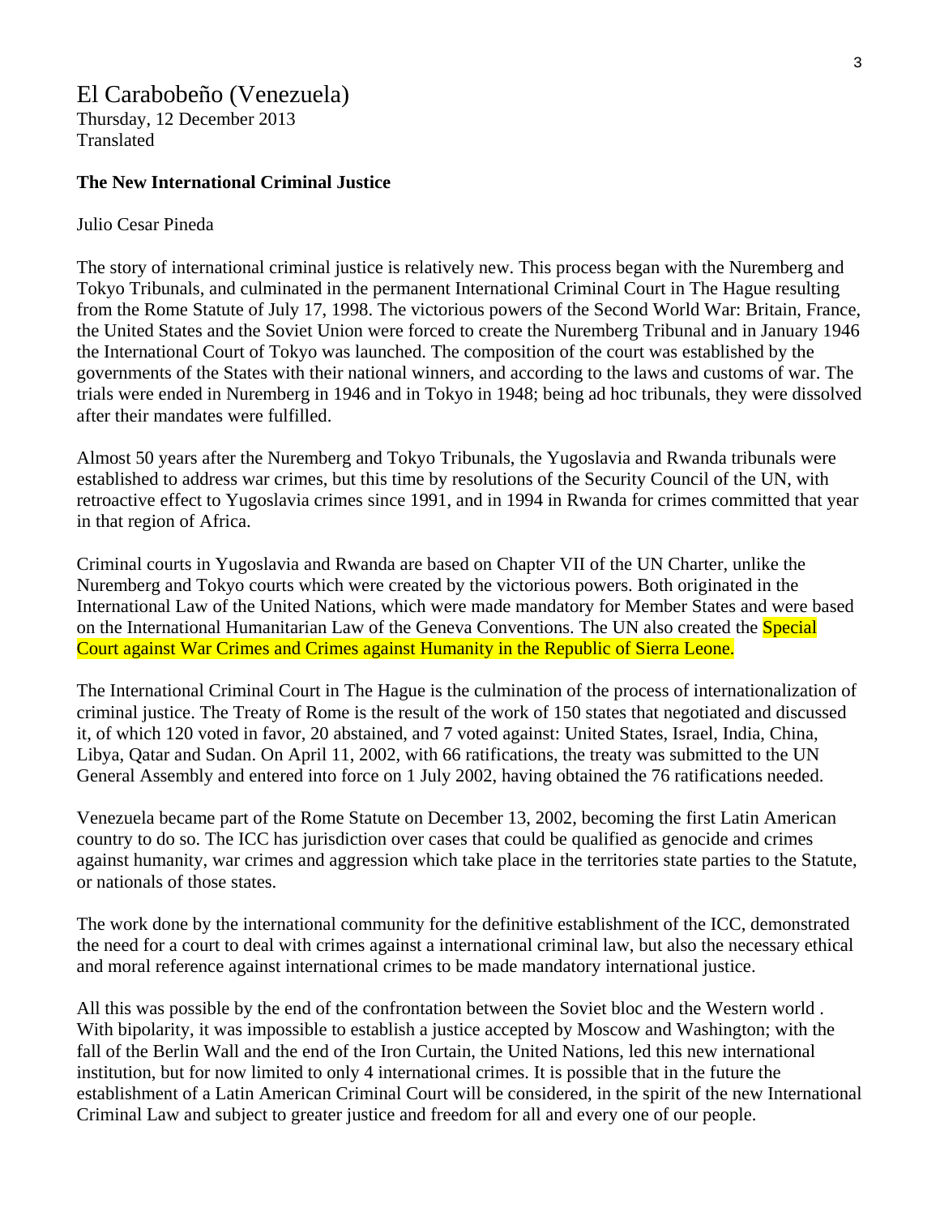# El Carabobeño (Venezuela)

Thursday, 12 December 2013
Translated

**The New International Criminal Justice**

Julio Cesar Pineda

The story of international criminal justice is relatively new. This process began with the Nuremberg and Tokyo Tribunals, and culminated in the permanent International Criminal Court in The Hague resulting from the Rome Statute of July 17, 1998. The victorious powers of the Second World War: Britain, France, the United States and the Soviet Union were forced to create the Nuremberg Tribunal and in January 1946 the International Court of Tokyo was launched. The composition of the court was established by the governments of the States with their national winners, and according to the laws and customs of war. The trials were ended in Nuremberg in 1946 and in Tokyo in 1948; being ad hoc tribunals, they were dissolved after their mandates were fulfilled.

Almost 50 years after the Nuremberg and Tokyo Tribunals, the Yugoslavia and Rwanda tribunals were established to address war crimes, but this time by resolutions of the Security Council of the UN, with retroactive effect to Yugoslavia crimes since 1991, and in 1994 in Rwanda for crimes committed that year in that region of Africa.

Criminal courts in Yugoslavia and Rwanda are based on Chapter VII of the UN Charter, unlike the Nuremberg and Tokyo courts which were created by the victorious powers. Both originated in the International Law of the United Nations, which were made mandatory for Member States and were based on the International Humanitarian Law of the Geneva Conventions. The UN also created the Special Court against War Crimes and Crimes against Humanity in the Republic of Sierra Leone.

The International Criminal Court in The Hague is the culmination of the process of internationalization of criminal justice. The Treaty of Rome is the result of the work of 150 states that negotiated and discussed it, of which 120 voted in favor, 20 abstained, and 7 voted against: United States, Israel, India, China, Libya, Qatar and Sudan. On April 11, 2002, with 66 ratifications, the treaty was submitted to the UN General Assembly and entered into force on 1 July 2002, having obtained the 76 ratifications needed.

Venezuela became part of the Rome Statute on December 13, 2002, becoming the first Latin American country to do so. The ICC has jurisdiction over cases that could be qualified as genocide and crimes against humanity, war crimes and aggression which take place in the territories state parties to the Statute, or nationals of those states.

The work done by the international community for the definitive establishment of the ICC, demonstrated the need for a court to deal with crimes against a international criminal law, but also the necessary ethical and moral reference against international crimes to be made mandatory international justice.

All this was possible by the end of the confrontation between the Soviet bloc and the Western world . With bipolarity, it was impossible to establish a justice accepted by Moscow and Washington; with the fall of the Berlin Wall and the end of the Iron Curtain, the United Nations, led this new international institution, but for now limited to only 4 international crimes. It is possible that in the future the establishment of a Latin American Criminal Court will be considered, in the spirit of the new International Criminal Law and subject to greater justice and freedom for all and every one of our people.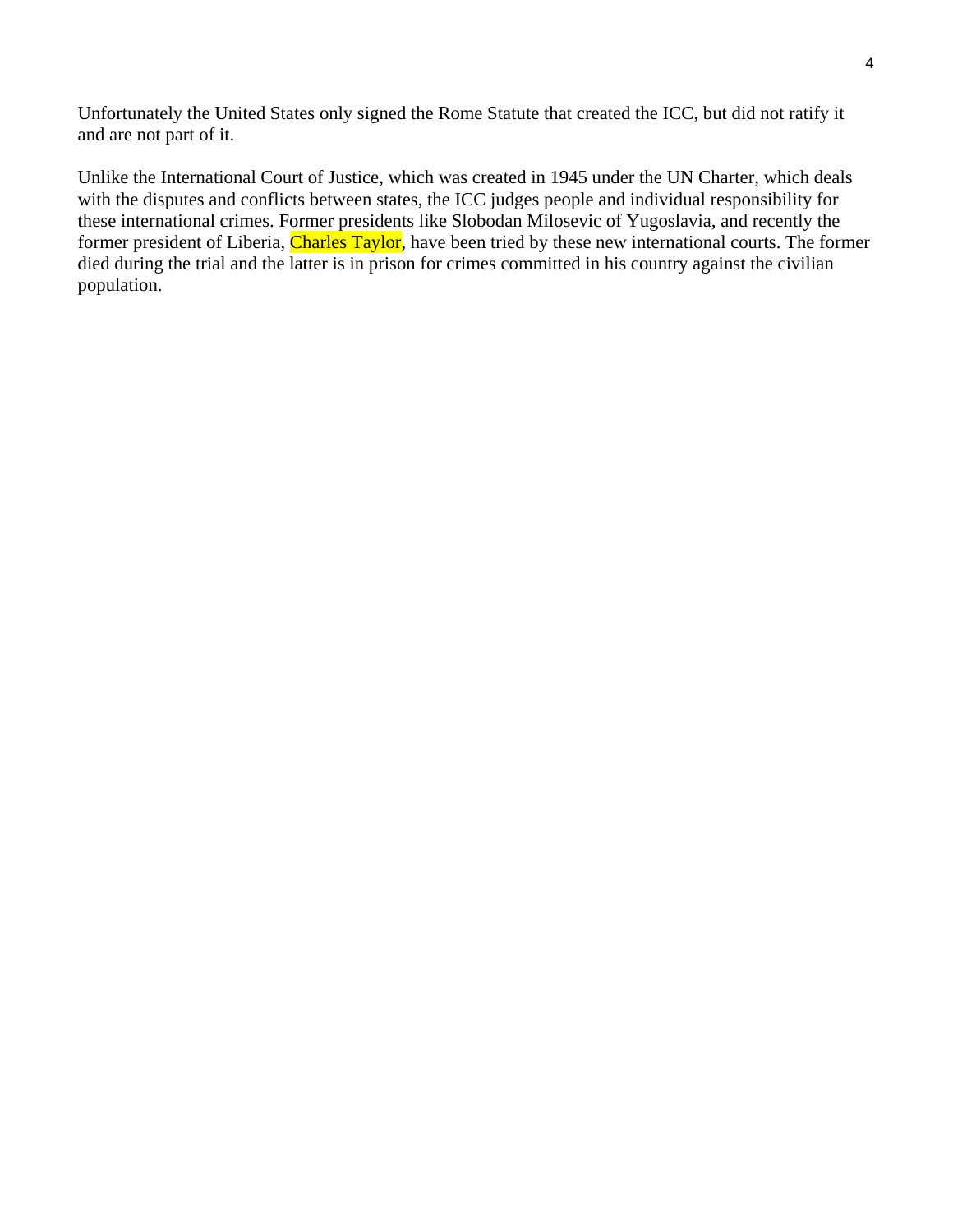Unfortunately the United States only signed the Rome Statute that created the ICC, but did not ratify it and are not part of it.

Unlike the International Court of Justice, which was created in 1945 under the UN Charter, which deals with the disputes and conflicts between states, the ICC judges people and individual responsibility for these international crimes. Former presidents like Slobodan Milosevic of Yugoslavia, and recently the former president of Liberia, Charles Taylor, have been tried by these new international courts. The former died during the trial and the latter is in prison for crimes committed in his country against the civilian population.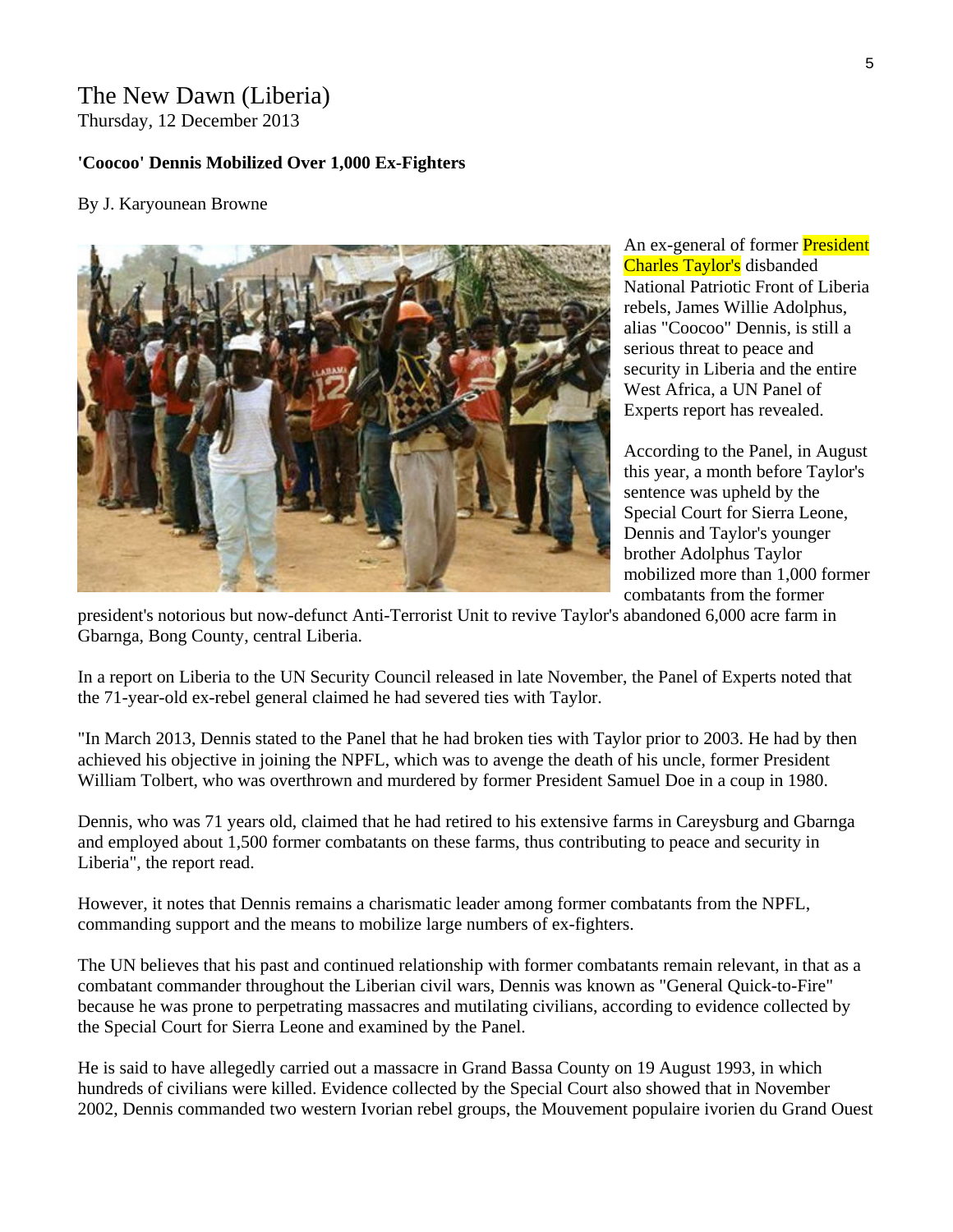The New Dawn (Liberia)
Thursday, 12 December 2013

**'Coocoo' Dennis Mobilized Over 1,000 Ex-Fighters**

By J. Karyounean Browne

An ex-general of former President Charles Taylor's disbanded National Patriotic Front of Liberia rebels, James Willie Adolphus, alias "Coocoo" Dennis, is still a serious threat to peace and security in Liberia and the entire West Africa, a UN Panel of Experts report has revealed.

According to the Panel, in August this year, a month before Taylor's sentence was upheld by the Special Court for Sierra Leone, Dennis and Taylor's younger brother Adolphus Taylor mobilized more than 1,000 former combatants from the former president's notorious but now-defunct Anti-Terrorist Unit to revive Taylor's abandoned 6,000 acre farm in Gbarnga, Bong County, central Liberia.

In a report on Liberia to the UN Security Council released in late November, the Panel of Experts noted that the 71-year-old ex-rebel general claimed he had severed ties with Taylor.

"In March 2013, Dennis stated to the Panel that he had broken ties with Taylor prior to 2003. He had by then achieved his objective in joining the NPFL, which was to avenge the death of his uncle, former President William Tolbert, who was overthrown and murdered by former President Samuel Doe in a coup in 1980.

Dennis, who was 71 years old, claimed that he had retired to his extensive farms in Careysburg and Gbarnga and employed about 1,500 former combatants on these farms, thus contributing to peace and security in Liberia", the report read.

However, it notes that Dennis remains a charismatic leader among former combatants from the NPFL, commanding support and the means to mobilize large numbers of ex-fighters.

The UN believes that his past and continued relationship with former combatants remain relevant, in that as a combatant commander throughout the Liberian civil wars, Dennis was known as "General Quick-to-Fire" because he was prone to perpetrating massacres and mutilating civilians, according to evidence collected by the Special Court for Sierra Leone and examined by the Panel.

He is said to have allegedly carried out a massacre in Grand Bassa County on 19 August 1993, in which hundreds of civilians were killed. Evidence collected by the Special Court also showed that in November 2002, Dennis commanded two western Ivorian rebel groups, the Mouvement populaire ivorien du Grand Ouest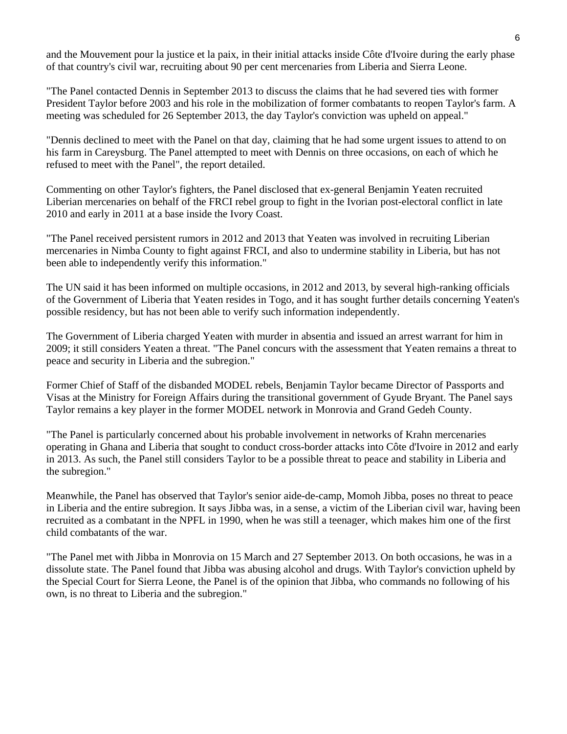and the Mouvement pour la justice et la paix, in their initial attacks inside Côte d'Ivoire during the early phase of that country's civil war, recruiting about 90 per cent mercenaries from Liberia and Sierra Leone.

"The Panel contacted Dennis in September 2013 to discuss the claims that he had severed ties with former President Taylor before 2003 and his role in the mobilization of former combatants to reopen Taylor's farm. A meeting was scheduled for 26 September 2013, the day Taylor's conviction was upheld on appeal."

"Dennis declined to meet with the Panel on that day, claiming that he had some urgent issues to attend to on his farm in Careysburg. The Panel attempted to meet with Dennis on three occasions, on each of which he refused to meet with the Panel", the report detailed.

Commenting on other Taylor's fighters, the Panel disclosed that ex-general Benjamin Yeaten recruited Liberian mercenaries on behalf of the FRCI rebel group to fight in the Ivorian post-electoral conflict in late 2010 and early in 2011 at a base inside the Ivory Coast.

"The Panel received persistent rumors in 2012 and 2013 that Yeaten was involved in recruiting Liberian mercenaries in Nimba County to fight against FRCI, and also to undermine stability in Liberia, but has not been able to independently verify this information."

The UN said it has been informed on multiple occasions, in 2012 and 2013, by several high-ranking officials of the Government of Liberia that Yeaten resides in Togo, and it has sought further details concerning Yeaten's possible residency, but has not been able to verify such information independently.

The Government of Liberia charged Yeaten with murder in absentia and issued an arrest warrant for him in 2009; it still considers Yeaten a threat. "The Panel concurs with the assessment that Yeaten remains a threat to peace and security in Liberia and the subregion."

Former Chief of Staff of the disbanded MODEL rebels, Benjamin Taylor became Director of Passports and Visas at the Ministry for Foreign Affairs during the transitional government of Gyude Bryant. The Panel says Taylor remains a key player in the former MODEL network in Monrovia and Grand Gedeh County.

"The Panel is particularly concerned about his probable involvement in networks of Krahn mercenaries operating in Ghana and Liberia that sought to conduct cross-border attacks into Côte d'Ivoire in 2012 and early in 2013. As such, the Panel still considers Taylor to be a possible threat to peace and stability in Liberia and the subregion."

Meanwhile, the Panel has observed that Taylor's senior aide-de-camp, Momoh Jibba, poses no threat to peace in Liberia and the entire subregion. It says Jibba was, in a sense, a victim of the Liberian civil war, having been recruited as a combatant in the NPFL in 1990, when he was still a teenager, which makes him one of the first child combatants of the war.

"The Panel met with Jibba in Monrovia on 15 March and 27 September 2013. On both occasions, he was in a dissolute state. The Panel found that Jibba was abusing alcohol and drugs. With Taylor's conviction upheld by the Special Court for Sierra Leone, the Panel is of the opinion that Jibba, who commands no following of his own, is no threat to Liberia and the subregion."